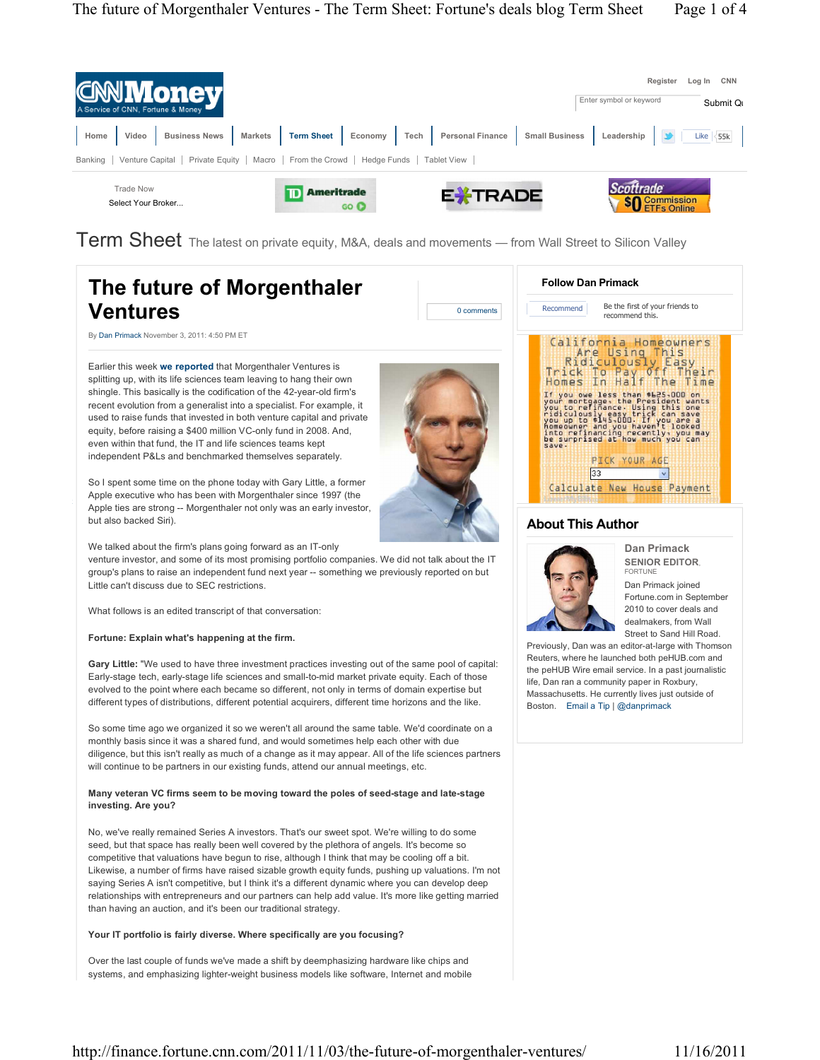# Term Sheet

The latest on private equity, M&A, deals and movements — from Wall Street to Silicon Valley

## The future of Morgenthaler Ventures

By Dan Primack November 3, 2011: 4:50 PM ET

Earlier this week **we reported** that Morgenthaler Ventures is splitting up, with its life sciences team leaving to hang their own shingle. This basically is the codification of the 42-year-old firm's recent evolution from a generalist into a specialist. For example, it used to raise funds that invested in both venture capital and private equity, before raising a $400 million VC-only fund in 2008. And, even within that fund, the IT and life sciences teams kept independent P&Ls and benchmarked themselves separately.

So I spent some time on the phone today with Gary Little, a former Apple executive who has been with Morgenthaler since 1997 (the Apple ties are strong -- Morgenthaler not only was an early investor, but also backed Siri).

We talked about the firm's plans going forward as an IT-only venture investor, and some of its most promising portfolio companies. We did not talk about the IT group's plans to raise an independent fund next year -- something we previously reported on but Little can't discuss due to SEC restrictions.

What follows is an edited transcript of that conversation:

**Fortune: Explain what's happening at the firm.**

**Gary Little:** "We used to have three investment practices investing out of the same pool of capital: Early-stage tech, early-stage life sciences and small-to-mid market private equity. Each of those evolved to the point where each became so different, not only in terms of domain expertise but different types of distributions, different potential acquirers, different time horizons and the like.

So some time ago we organized it so we weren't all around the same table. We'd coordinate on a monthly basis since it was a shared fund, and would sometimes help each other with due diligence, but this isn't really as much of a change as it may appear. All of the life sciences partners will continue to be partners in our existing funds, attend our annual meetings, etc.

**Many veteran VC firms seem to be moving toward the poles of seed-stage and late-stage investing. Are you?**

No, we've really remained Series A investors. That's our sweet spot. We're willing to do some seed, but that space has really been well covered by the plethora of angels. It's become so competitive that valuations have begun to rise, although I think that may be cooling off a bit. Likewise, a number of firms have raised sizable growth equity funds, pushing up valuations. I'm not saying Series A isn't competitive, but I think it's a different dynamic where you can develop deep relationships with entrepreneurs and our partners can help add value. It's more like getting married than having an auction, and it's been our traditional strategy.

**Your IT portfolio is fairly diverse. Where specifically are you focusing?**

Over the last couple of funds we've made a shift by deemphasizing hardware like chips and systems, and emphasizing lighter-weight business models like software, Internet and mobile

### About This Author

**Dan Primack**
SENIOR EDITOR, FORTUNE

Dan Primack joined Fortune.com in September 2010 to cover deals and dealmakers, from Wall Street to Sand Hill Road. Previously, Dan was an editor-at-large with Thomson Reuters, where he launched both peHUB.com and the peHUB Wire email service. In a past journalistic life, Dan ran a community paper in Roxbury, Massachusetts. He currently lives just outside of Boston. Email a Tip | @danprimack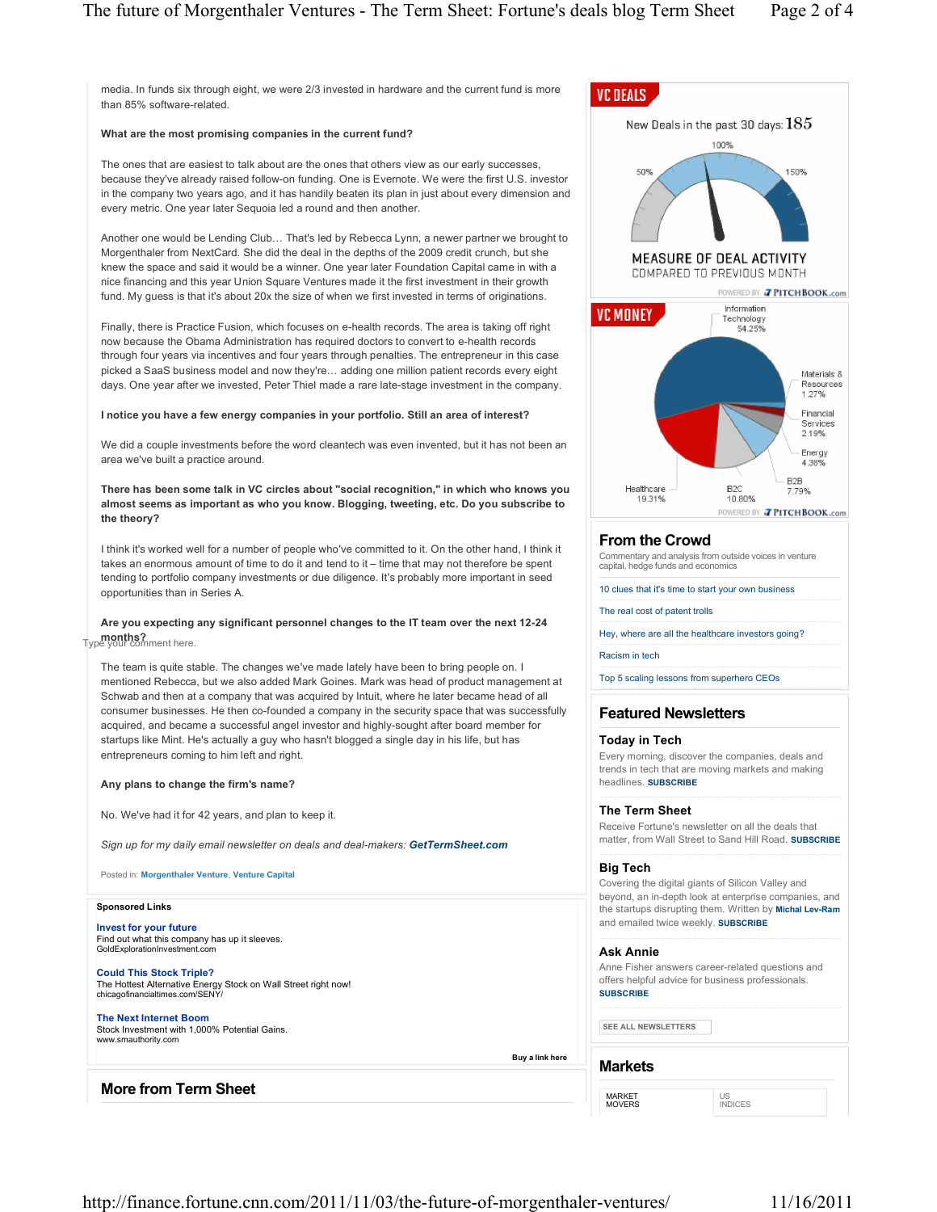media. In funds six through eight, we were 2/3 invested in hardware and the current fund is more than 85% software-related.

**What are the most promising companies in the current fund?**

The ones that are easiest to talk about are the ones that others view as our early successes, because they've already raised follow-on funding. One is Evernote. We were the first U.S. investor in the company two years ago, and it has handily beaten its plan in just about every dimension and every metric. One year later Sequoia led a round and then another.

Another one would be Lending Club… That's led by Rebecca Lynn, a newer partner we brought to Morgenthaler from NextCard. She did the deal in the depths of the 2009 credit crunch, but she knew the space and said it would be a winner. One year later Foundation Capital came in with a nice financing and this year Union Square Ventures made it the first investment in their growth fund. My guess is that it's about 20x the size of when we first invested in terms of originations.

Finally, there is Practice Fusion, which focuses on e-health records. The area is taking off right now because the Obama Administration has required doctors to convert to e-health records through four years via incentives and four years through penalties. The entrepreneur in this case picked a SaaS business model and now they're… adding one million patient records every eight days. One year after we invested, Peter Thiel made a rare late-stage investment in the company.

**I notice you have a few energy companies in your portfolio. Still an area of interest?**

We did a couple investments before the word cleantech was even invented, but it has not been an area we've built a practice around.

**There has been some talk in VC circles about "social recognition," in which who knows you almost seems as important as who you know. Blogging, tweeting, etc. Do you subscribe to the theory?**

I think it's worked well for a number of people who've committed to it. On the other hand, I think it takes an enormous amount of time to do it and tend to it – time that may not therefore be spent tending to portfolio company investments or due diligence. It's probably more important in seed opportunities than in Series A.

**Are you expecting any significant personnel changes to the IT team over the next 12-24 months?**

The team is quite stable. The changes we've made lately have been to bring people on. I mentioned Rebecca, but we also added Mark Goines. Mark was head of product management at Schwab and then at a company that was acquired by Intuit, where he later became head of all consumer businesses. He then co-founded a company in the security space that was successfully acquired, and became a successful angel investor and highly-sought after board member for startups like Mint. He's actually a guy who hasn't blogged a single day in his life, but has entrepreneurs coming to him left and right.

**Any plans to change the firm's name?**

No. We've had it for 42 years, and plan to keep it.

*Sign up for my daily email newsletter on deals and deal-makers:* ***GetTermSheet.com***

Posted in: Morgenthaler Venture, Venture Capital

Type your comment here.

**Sponsored Links**

**Invest for your future**
Find out what this company has up it sleeves.
GoldExplorationInvestment.com

**Could This Stock Triple?**
The Hottest Alternative Energy Stock on Wall Street right now!
chicagofinancialtimes.com/SENY/

**The Next Internet Boom**
Stock Investment with 1,000% Potential Gains.
www.smauthority.com

Buy a link here

## More from Term Sheet

## VC DEALS

New Deals in the past 30 days: 185

50% 100% 150%

MEASURE OF DEAL ACTIVITY
COMPARED TO PREVIOUS MONTH

POWERED BY PITCHBOOK.com

## VC MONEY

| Sector | Share |
|---|---|
| Information Technology | 54.25% |
| Materials & Resources | 1.27% |
| Financial Services | 2.19% |
| Energy | 4.38% |
| B2B | 7.79% |
| B2C | 10.80% |
| Healthcare | 19.31% |

POWERED BY PITCHBOOK.com

## From the Crowd

Commentary and analysis from outside voices in venture capital, hedge funds and economics

- 10 clues that it's time to start your own business
- The real cost of patent trolls
- Hey, where are all the healthcare investors going?
- Racism in tech
- Top 5 scaling lessons from superhero CEOs

## Featured Newsletters

### Today in Tech

Every morning, discover the companies, deals and trends in tech that are moving markets and making headlines. **SUBSCRIBE**

### The Term Sheet

Receive Fortune's newsletter on all the deals that matter, from Wall Street to Sand Hill Road. **SUBSCRIBE**

### Big Tech

Covering the digital giants of Silicon Valley and beyond, an in-depth look at enterprise companies, and the startups disrupting them. Written by **Michal Lev-Ram** and emailed twice weekly. **SUBSCRIBE**

### Ask Annie

Anne Fisher answers career-related questions and offers helpful advice for business professionals. **SUBSCRIBE**

SEE ALL NEWSLETTERS

## Markets

MARKET MOVERS | US INDICES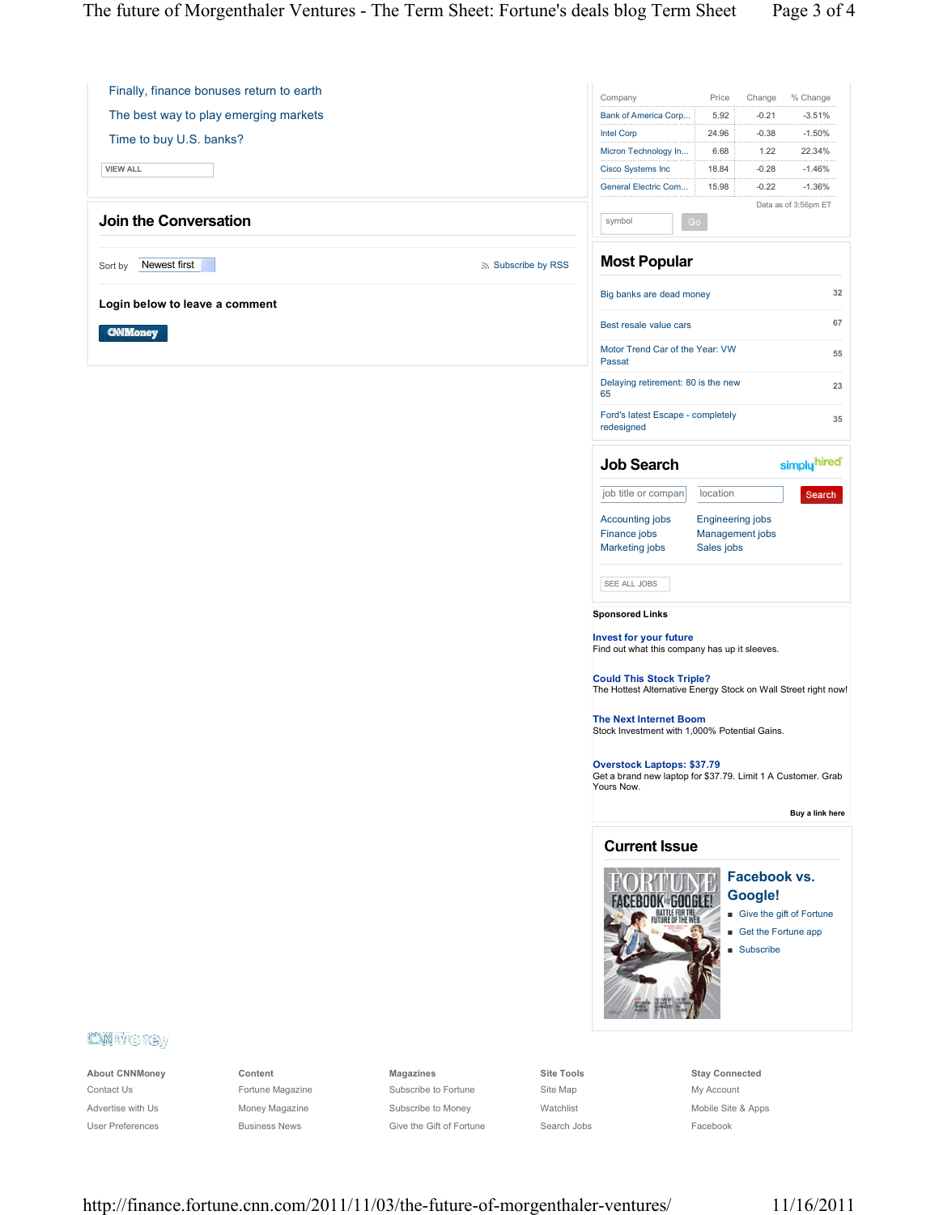Finally, finance bonuses return to earth

The best way to play emerging markets

Time to buy U.S. banks?

VIEW ALL

## Join the Conversation

Sort by Newest first

Subscribe by RSS

**Login below to leave a comment**

CNNMoney

| Company | Price | Change | % Change |
|---|---|---|---|
| Bank of America Corp... | 5.92 | -0.21 | -3.51% |
| Intel Corp | 24.96 | -0.38 | -1.50% |
| Micron Technology In... | 6.68 | 1.22 | 22.34% |
| Cisco Systems Inc | 18.84 | -0.28 | -1.46% |
| General Electric Com... | 15.98 | -0.22 | -1.36% |

Data as of 3:56pm ET

symbol Go

## Most Popular

| | |
|---|---|
| Big banks are dead money | 32 |
| Best resale value cars | 67 |
| Motor Trend Car of the Year: VW Passat | 55 |
| Delaying retirement: 80 is the new 65 | 23 |
| Ford's latest Escape - completely redesigned | 35 |

## Job Search

simplyhired

job title or compan | location | Search

Accounting jobs
Finance jobs
Marketing jobs
Engineering jobs
Management jobs
Sales jobs

SEE ALL JOBS

**Sponsored Links**

**Invest for your future**
Find out what this company has up it sleeves.

**Could This Stock Triple?**
The Hottest Alternative Energy Stock on Wall Street right now!

**The Next Internet Boom**
Stock Investment with 1,000% Potential Gains.

**Overstock Laptops: $37.79**
Get a brand new laptop for $37.79. Limit 1 A Customer. Grab Yours Now.

**Buy a link here**

## Current Issue

**Facebook vs. Google!**

- Give the gift of Fortune
- Get the Fortune app
- Subscribe

CNNMoney

| About CNNMoney | Content | Magazines | Site Tools | Stay Connected |
|---|---|---|---|---|
| Contact Us | Fortune Magazine | Subscribe to Fortune | Site Map | My Account |
| Advertise with Us | Money Magazine | Subscribe to Money | Watchlist | Mobile Site & Apps |
| User Preferences | Business News | Give the Gift of Fortune | Search Jobs | Facebook |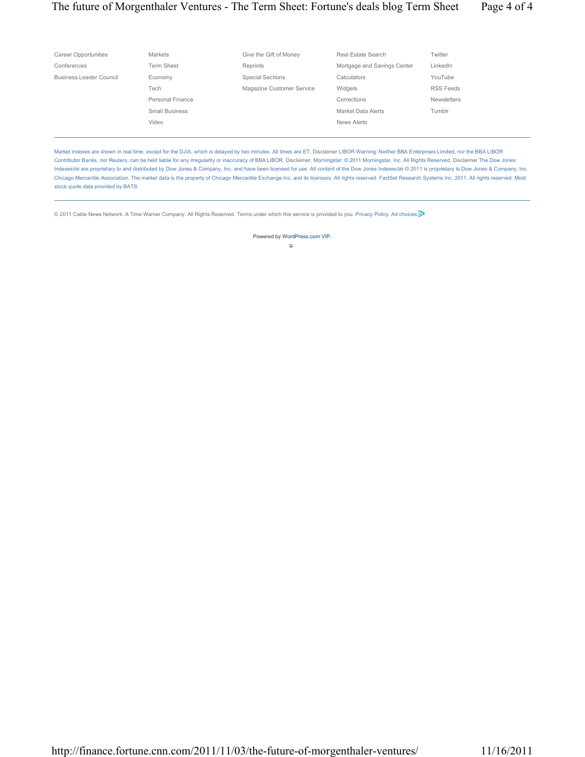Career Opportunities
Conferences
Business Leader Council

Markets
Term Sheet
Economy
Tech
Personal Finance
Small Business
Video

Give the Gift of Money
Reprints
Special Sections
Magazine Customer Service

Real Estate Search
Mortgage and Savings Center
Calculators
Widgets
Corrections
Market Data Alerts
News Alerts

Twitter
LinkedIn
YouTube
RSS Feeds
Newsletters
Tumblr

---

Market indexes are shown in real time, except for the DJIA, which is delayed by two minutes. All times are ET. Disclaimer LIBOR Warning: Neither BBA Enterprises Limited, nor the BBA LIBOR Contributor Banks, nor Reuters, can be held liable for any irregularity or inaccuracy of BBA LIBOR. Disclaimer. Morningstar: © 2011 Morningstar, Inc. All Rights Reserved. Disclaimer The Dow Jones IndexesSM are proprietary to and distributed by Dow Jones & Company, Inc. and have been licensed for use. All content of the Dow Jones IndexesSM © 2011 is proprietary to Dow Jones & Company, Inc. Chicago Mercantile Association. The market data is the property of Chicago Mercantile Exchange Inc. and its licensors. All rights reserved. FactSet Research Systems Inc. 2011. All rights reserved. Most stock quote data provided by BATS.

---

© 2011 Cable News Network. A Time Warner Company. All Rights Reserved. Terms under which this service is provided to you. Privacy Policy. Ad choices.

Powered by WordPress.com VIP.